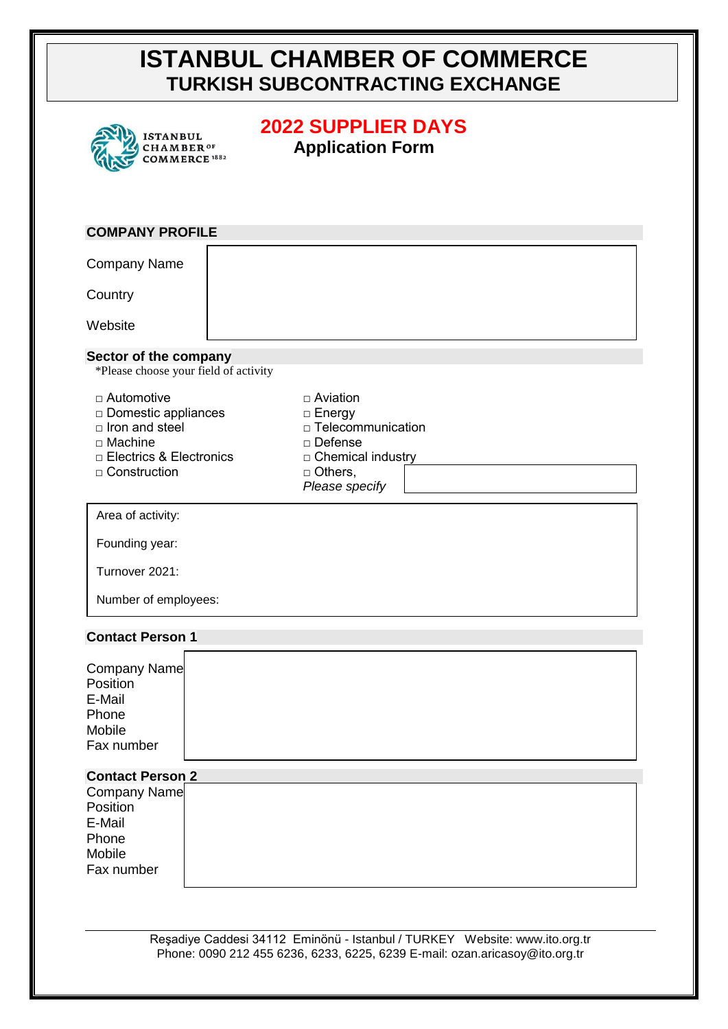# ISTANBUL CHAMBER OF COMMERCE
## TURKISH SUBCONTRACTING EXCHANGE

## 2022 SUPPLIER DAYS
### Application Form

**COMPANY PROFILE**

Company Name

Country

Website

**Sector of the company**

*Please choose your field of activity

- □ Automotive
- □ Domestic appliances
- □ Iron and steel
- □ Machine
- □ Electrics & Electronics
- □ Construction
- □ Aviation
- □ Energy
- □ Telecommunication
- □ Defense
- □ Chemical industry
- □ Others, *Please specify*

Area of activity:

Founding year:

Turnover 2021:

Number of employees:

**Contact Person 1**

Company Name
Position
E-Mail
Phone
Mobile
Fax number

**Contact Person 2**

Company Name
Position
E-Mail
Phone
Mobile
Fax number

Reşadiye Caddesi 34112 Eminönü - Istanbul / TURKEY Website: www.ito.org.tr
Phone: 0090 212 455 6236, 6233, 6225, 6239 E-mail: ozan.aricasoy@ito.org.tr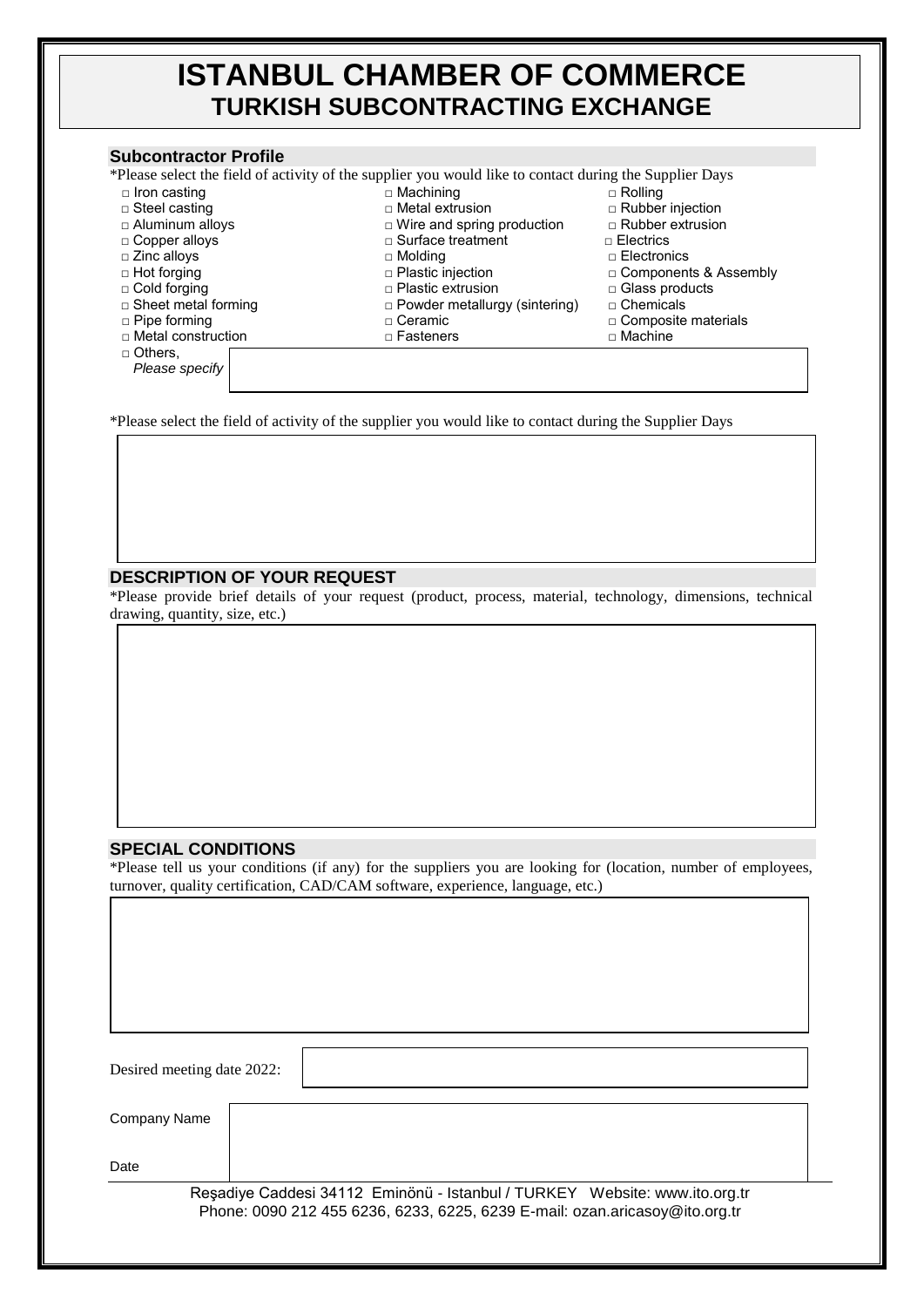# ISTANBUL CHAMBER OF COMMERCE
## TURKISH SUBCONTRACTING EXCHANGE

### Subcontractor Profile

*Please select the field of activity of the supplier you would like to contact during the Supplier Days

- □ Iron casting
- □ Steel casting
- □ Aluminum alloys
- □ Copper alloys
- □ Zinc alloys
- □ Hot forging
- □ Cold forging
- □ Sheet metal forming
- □ Pipe forming
- □ Metal construction
- □ Machining
- □ Metal extrusion
- □ Wire and spring production
- □ Surface treatment
- □ Molding
- □ Plastic injection
- □ Plastic extrusion
- □ Powder metallurgy (sintering)
- □ Ceramic
- □ Fasteners
- □ Rolling
- □ Rubber injection
- □ Rubber extrusion
- □ Electrics
- □ Electronics
- □ Components & Assembly
- □ Glass products
- □ Chemicals
- □ Composite materials
- □ Machine
- □ Others, *Please specify*

*Please select the field of activity of the supplier you would like to contact during the Supplier Days

### DESCRIPTION OF YOUR REQUEST

*Please provide brief details of your request (product, process, material, technology, dimensions, technical drawing, quantity, size, etc.)

### SPECIAL CONDITIONS

*Please tell us your conditions (if any) for the suppliers you are looking for (location, number of employees, turnover, quality certification, CAD/CAM software, experience, language, etc.)

Desired meeting date 2022:

Company Name

Date

Reşadiye Caddesi 34112 Eminönü - Istanbul / TURKEY Website: www.ito.org.tr
Phone: 0090 212 455 6236, 6233, 6225, 6239 E-mail: ozan.aricasoy@ito.org.tr